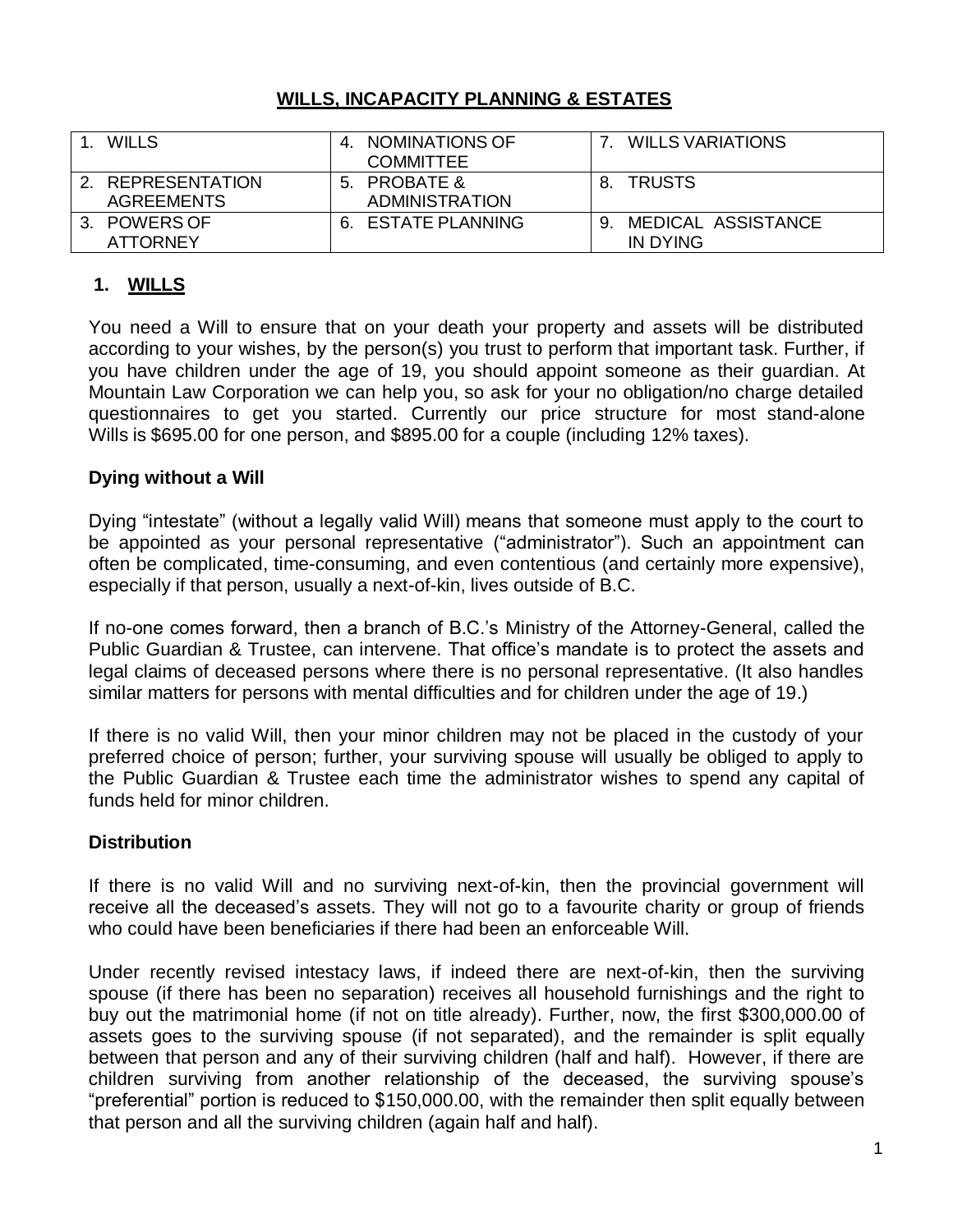# WILLS, INCAPACITY PLANNING & ESTATES

| | | |
|---|---|---|
| 1. WILLS | 4. NOMINATIONS OF COMMITTEE | 7. WILLS VARIATIONS |
| 2. REPRESENTATION AGREEMENTS | 5. PROBATE & ADMINISTRATION | 8. TRUSTS |
| 3. POWERS OF ATTORNEY | 6. ESTATE PLANNING | 9. MEDICAL ASSISTANCE IN DYING |

## 1. WILLS

You need a Will to ensure that on your death your property and assets will be distributed according to your wishes, by the person(s) you trust to perform that important task. Further, if you have children under the age of 19, you should appoint someone as their guardian. At Mountain Law Corporation we can help you, so ask for your no obligation/no charge detailed questionnaires to get you started. Currently our price structure for most stand-alone Wills is $695.00 for one person, and $895.00 for a couple (including 12% taxes).

### Dying without a Will

Dying "intestate" (without a legally valid Will) means that someone must apply to the court to be appointed as your personal representative ("administrator"). Such an appointment can often be complicated, time-consuming, and even contentious (and certainly more expensive), especially if that person, usually a next-of-kin, lives outside of B.C.

If no-one comes forward, then a branch of B.C.'s Ministry of the Attorney-General, called the Public Guardian & Trustee, can intervene. That office's mandate is to protect the assets and legal claims of deceased persons where there is no personal representative. (It also handles similar matters for persons with mental difficulties and for children under the age of 19.)

If there is no valid Will, then your minor children may not be placed in the custody of your preferred choice of person; further, your surviving spouse will usually be obliged to apply to the Public Guardian & Trustee each time the administrator wishes to spend any capital of funds held for minor children.

### Distribution

If there is no valid Will and no surviving next-of-kin, then the provincial government will receive all the deceased's assets. They will not go to a favourite charity or group of friends who could have been beneficiaries if there had been an enforceable Will.

Under recently revised intestacy laws, if indeed there are next-of-kin, then the surviving spouse (if there has been no separation) receives all household furnishings and the right to buy out the matrimonial home (if not on title already). Further, now, the first $300,000.00 of assets goes to the surviving spouse (if not separated), and the remainder is split equally between that person and any of their surviving children (half and half). However, if there are children surviving from another relationship of the deceased, the surviving spouse's "preferential" portion is reduced to $150,000.00, with the remainder then split equally between that person and all the surviving children (again half and half).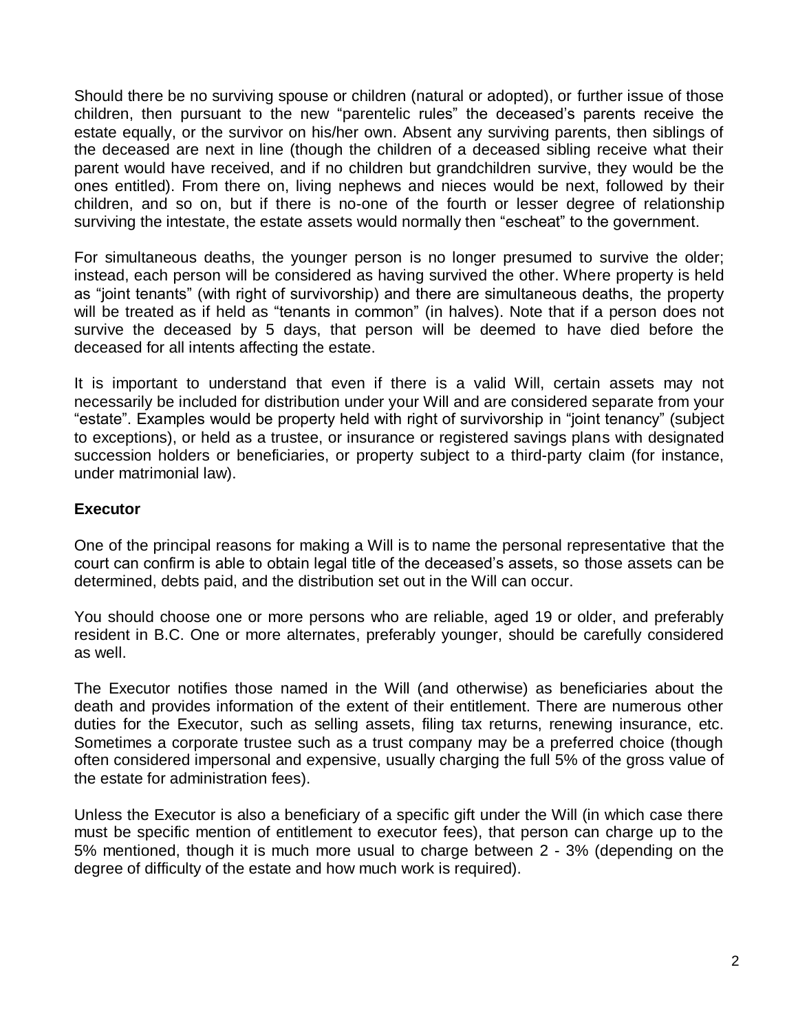Should there be no surviving spouse or children (natural or adopted), or further issue of those children, then pursuant to the new "parentelic rules" the deceased's parents receive the estate equally, or the survivor on his/her own. Absent any surviving parents, then siblings of the deceased are next in line (though the children of a deceased sibling receive what their parent would have received, and if no children but grandchildren survive, they would be the ones entitled). From there on, living nephews and nieces would be next, followed by their children, and so on, but if there is no-one of the fourth or lesser degree of relationship surviving the intestate, the estate assets would normally then "escheat" to the government.

For simultaneous deaths, the younger person is no longer presumed to survive the older; instead, each person will be considered as having survived the other. Where property is held as "joint tenants" (with right of survivorship) and there are simultaneous deaths, the property will be treated as if held as "tenants in common" (in halves). Note that if a person does not survive the deceased by 5 days, that person will be deemed to have died before the deceased for all intents affecting the estate.

It is important to understand that even if there is a valid Will, certain assets may not necessarily be included for distribution under your Will and are considered separate from your "estate". Examples would be property held with right of survivorship in "joint tenancy" (subject to exceptions), or held as a trustee, or insurance or registered savings plans with designated succession holders or beneficiaries, or property subject to a third-party claim (for instance, under matrimonial law).

## Executor

One of the principal reasons for making a Will is to name the personal representative that the court can confirm is able to obtain legal title of the deceased's assets, so those assets can be determined, debts paid, and the distribution set out in the Will can occur.

You should choose one or more persons who are reliable, aged 19 or older, and preferably resident in B.C. One or more alternates, preferably younger, should be carefully considered as well.

The Executor notifies those named in the Will (and otherwise) as beneficiaries about the death and provides information of the extent of their entitlement. There are numerous other duties for the Executor, such as selling assets, filing tax returns, renewing insurance, etc. Sometimes a corporate trustee such as a trust company may be a preferred choice (though often considered impersonal and expensive, usually charging the full 5% of the gross value of the estate for administration fees).

Unless the Executor is also a beneficiary of a specific gift under the Will (in which case there must be specific mention of entitlement to executor fees), that person can charge up to the 5% mentioned, though it is much more usual to charge between 2 - 3% (depending on the degree of difficulty of the estate and how much work is required).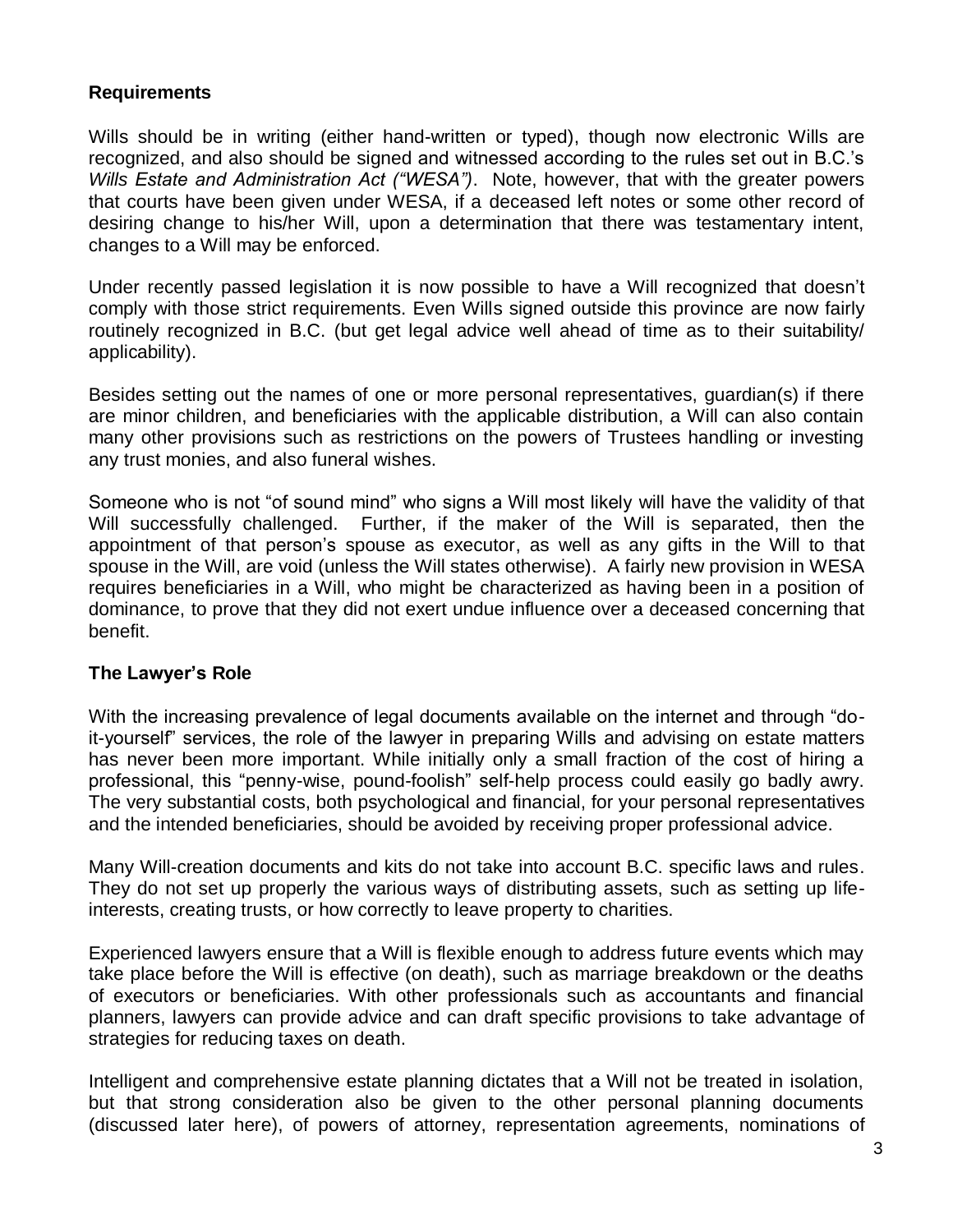## Requirements

Wills should be in writing (either hand-written or typed), though now electronic Wills are recognized, and also should be signed and witnessed according to the rules set out in B.C.'s *Wills Estate and Administration Act ("WESA")*. Note, however, that with the greater powers that courts have been given under WESA, if a deceased left notes or some other record of desiring change to his/her Will, upon a determination that there was testamentary intent, changes to a Will may be enforced.

Under recently passed legislation it is now possible to have a Will recognized that doesn't comply with those strict requirements. Even Wills signed outside this province are now fairly routinely recognized in B.C. (but get legal advice well ahead of time as to their suitability/ applicability).

Besides setting out the names of one or more personal representatives, guardian(s) if there are minor children, and beneficiaries with the applicable distribution, a Will can also contain many other provisions such as restrictions on the powers of Trustees handling or investing any trust monies, and also funeral wishes.

Someone who is not "of sound mind" who signs a Will most likely will have the validity of that Will successfully challenged. Further, if the maker of the Will is separated, then the appointment of that person's spouse as executor, as well as any gifts in the Will to that spouse in the Will, are void (unless the Will states otherwise). A fairly new provision in WESA requires beneficiaries in a Will, who might be characterized as having been in a position of dominance, to prove that they did not exert undue influence over a deceased concerning that benefit.

## The Lawyer's Role

With the increasing prevalence of legal documents available on the internet and through "do-it-yourself" services, the role of the lawyer in preparing Wills and advising on estate matters has never been more important. While initially only a small fraction of the cost of hiring a professional, this "penny-wise, pound-foolish" self-help process could easily go badly awry. The very substantial costs, both psychological and financial, for your personal representatives and the intended beneficiaries, should be avoided by receiving proper professional advice.

Many Will-creation documents and kits do not take into account B.C. specific laws and rules. They do not set up properly the various ways of distributing assets, such as setting up life-interests, creating trusts, or how correctly to leave property to charities.

Experienced lawyers ensure that a Will is flexible enough to address future events which may take place before the Will is effective (on death), such as marriage breakdown or the deaths of executors or beneficiaries. With other professionals such as accountants and financial planners, lawyers can provide advice and can draft specific provisions to take advantage of strategies for reducing taxes on death.

Intelligent and comprehensive estate planning dictates that a Will not be treated in isolation, but that strong consideration also be given to the other personal planning documents (discussed later here), of powers of attorney, representation agreements, nominations of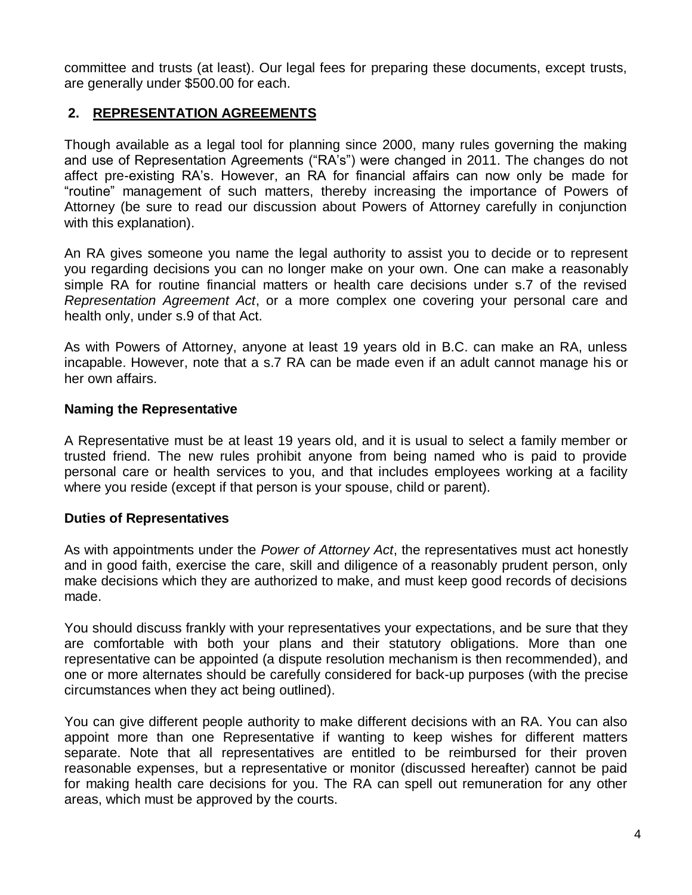committee and trusts (at least). Our legal fees for preparing these documents, except trusts, are generally under $500.00 for each.

## 2. REPRESENTATION AGREEMENTS

Though available as a legal tool for planning since 2000, many rules governing the making and use of Representation Agreements ("RA's") were changed in 2011. The changes do not affect pre-existing RA's. However, an RA for financial affairs can now only be made for "routine" management of such matters, thereby increasing the importance of Powers of Attorney (be sure to read our discussion about Powers of Attorney carefully in conjunction with this explanation).

An RA gives someone you name the legal authority to assist you to decide or to represent you regarding decisions you can no longer make on your own. One can make a reasonably simple RA for routine financial matters or health care decisions under s.7 of the revised *Representation Agreement Act*, or a more complex one covering your personal care and health only, under s.9 of that Act.

As with Powers of Attorney, anyone at least 19 years old in B.C. can make an RA, unless incapable. However, note that a s.7 RA can be made even if an adult cannot manage his or her own affairs.

### Naming the Representative

A Representative must be at least 19 years old, and it is usual to select a family member or trusted friend. The new rules prohibit anyone from being named who is paid to provide personal care or health services to you, and that includes employees working at a facility where you reside (except if that person is your spouse, child or parent).

### Duties of Representatives

As with appointments under the *Power of Attorney Act*, the representatives must act honestly and in good faith, exercise the care, skill and diligence of a reasonably prudent person, only make decisions which they are authorized to make, and must keep good records of decisions made.

You should discuss frankly with your representatives your expectations, and be sure that they are comfortable with both your plans and their statutory obligations. More than one representative can be appointed (a dispute resolution mechanism is then recommended), and one or more alternates should be carefully considered for back-up purposes (with the precise circumstances when they act being outlined).

You can give different people authority to make different decisions with an RA. You can also appoint more than one Representative if wanting to keep wishes for different matters separate. Note that all representatives are entitled to be reimbursed for their proven reasonable expenses, but a representative or monitor (discussed hereafter) cannot be paid for making health care decisions for you. The RA can spell out remuneration for any other areas, which must be approved by the courts.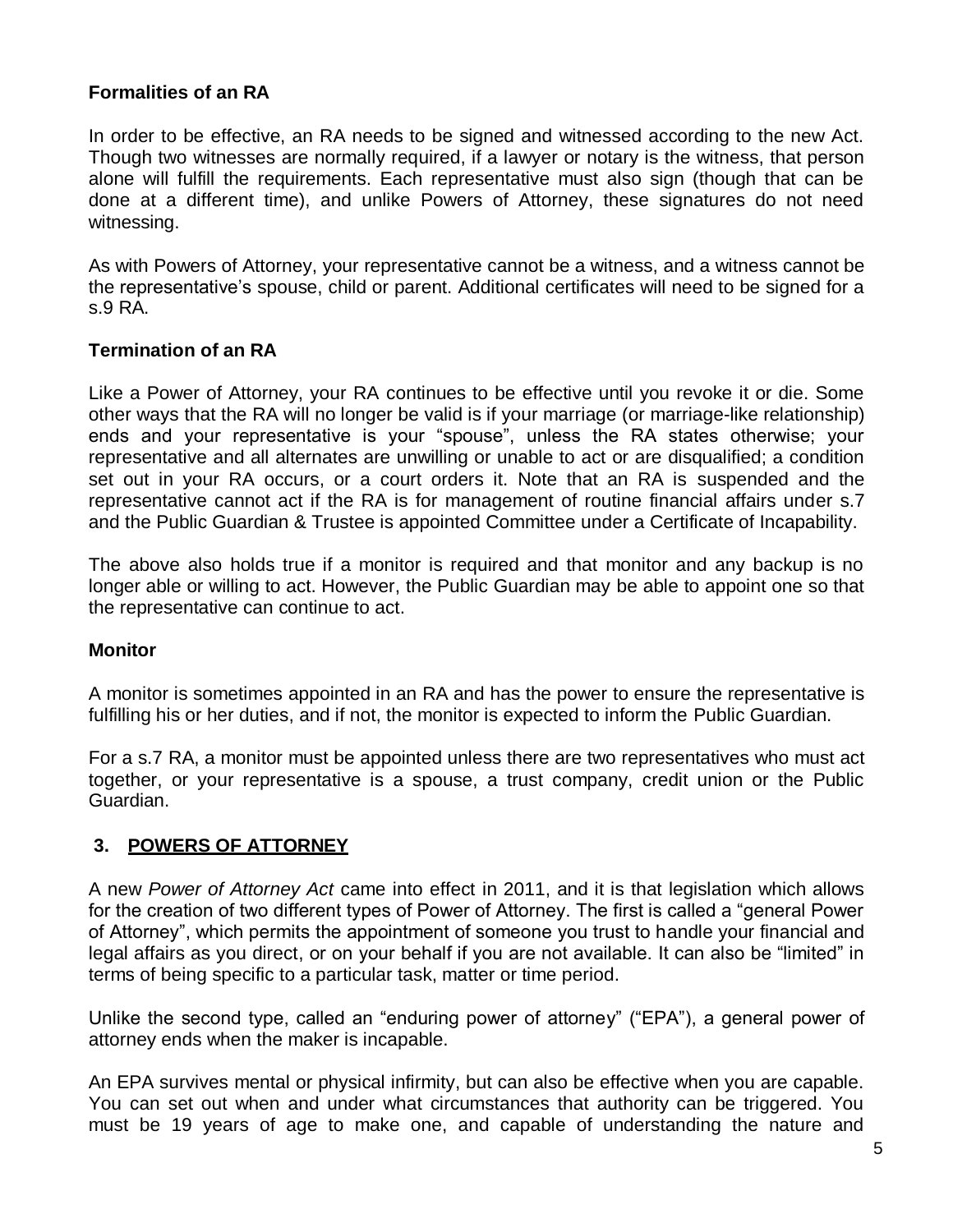### Formalities of an RA

In order to be effective, an RA needs to be signed and witnessed according to the new Act. Though two witnesses are normally required, if a lawyer or notary is the witness, that person alone will fulfill the requirements. Each representative must also sign (though that can be done at a different time), and unlike Powers of Attorney, these signatures do not need witnessing.

As with Powers of Attorney, your representative cannot be a witness, and a witness cannot be the representative's spouse, child or parent. Additional certificates will need to be signed for a s.9 RA.

### Termination of an RA

Like a Power of Attorney, your RA continues to be effective until you revoke it or die. Some other ways that the RA will no longer be valid is if your marriage (or marriage-like relationship) ends and your representative is your "spouse", unless the RA states otherwise; your representative and all alternates are unwilling or unable to act or are disqualified; a condition set out in your RA occurs, or a court orders it. Note that an RA is suspended and the representative cannot act if the RA is for management of routine financial affairs under s.7 and the Public Guardian & Trustee is appointed Committee under a Certificate of Incapability.

The above also holds true if a monitor is required and that monitor and any backup is no longer able or willing to act. However, the Public Guardian may be able to appoint one so that the representative can continue to act.

### Monitor

A monitor is sometimes appointed in an RA and has the power to ensure the representative is fulfilling his or her duties, and if not, the monitor is expected to inform the Public Guardian.

For a s.7 RA, a monitor must be appointed unless there are two representatives who must act together, or your representative is a spouse, a trust company, credit union or the Public Guardian.

## 3. POWERS OF ATTORNEY

A new *Power of Attorney Act* came into effect in 2011, and it is that legislation which allows for the creation of two different types of Power of Attorney. The first is called a "general Power of Attorney", which permits the appointment of someone you trust to handle your financial and legal affairs as you direct, or on your behalf if you are not available. It can also be "limited" in terms of being specific to a particular task, matter or time period.

Unlike the second type, called an "enduring power of attorney" ("EPA"), a general power of attorney ends when the maker is incapable.

An EPA survives mental or physical infirmity, but can also be effective when you are capable. You can set out when and under what circumstances that authority can be triggered. You must be 19 years of age to make one, and capable of understanding the nature and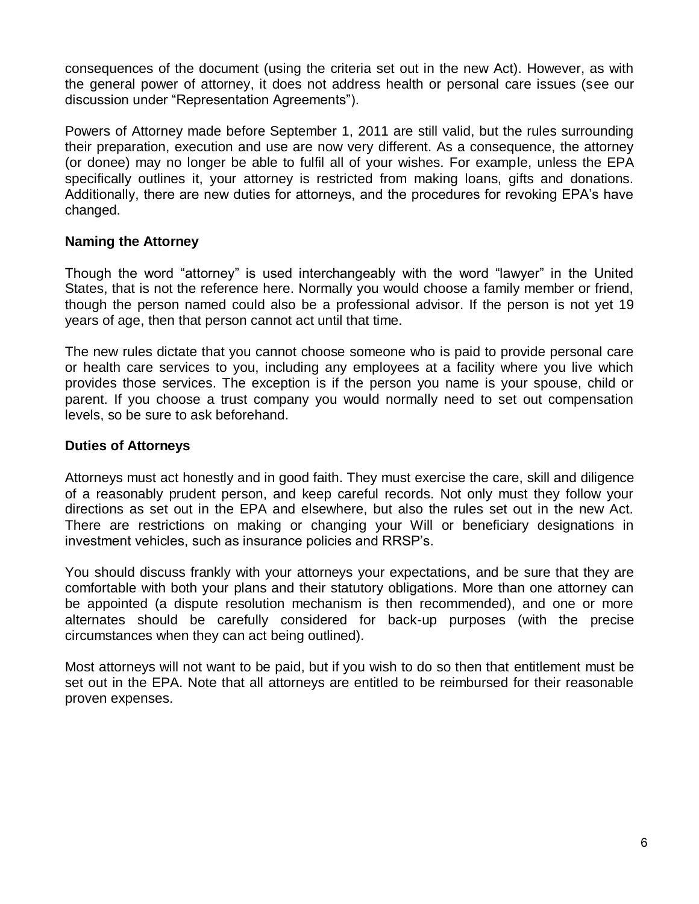consequences of the document (using the criteria set out in the new Act). However, as with the general power of attorney, it does not address health or personal care issues (see our discussion under "Representation Agreements").

Powers of Attorney made before September 1, 2011 are still valid, but the rules surrounding their preparation, execution and use are now very different. As a consequence, the attorney (or donee) may no longer be able to fulfil all of your wishes. For example, unless the EPA specifically outlines it, your attorney is restricted from making loans, gifts and donations. Additionally, there are new duties for attorneys, and the procedures for revoking EPA's have changed.

**Naming the Attorney**

Though the word "attorney" is used interchangeably with the word "lawyer" in the United States, that is not the reference here. Normally you would choose a family member or friend, though the person named could also be a professional advisor. If the person is not yet 19 years of age, then that person cannot act until that time.

The new rules dictate that you cannot choose someone who is paid to provide personal care or health care services to you, including any employees at a facility where you live which provides those services. The exception is if the person you name is your spouse, child or parent. If you choose a trust company you would normally need to set out compensation levels, so be sure to ask beforehand.

**Duties of Attorneys**

Attorneys must act honestly and in good faith. They must exercise the care, skill and diligence of a reasonably prudent person, and keep careful records. Not only must they follow your directions as set out in the EPA and elsewhere, but also the rules set out in the new Act. There are restrictions on making or changing your Will or beneficiary designations in investment vehicles, such as insurance policies and RRSP's.

You should discuss frankly with your attorneys your expectations, and be sure that they are comfortable with both your plans and their statutory obligations. More than one attorney can be appointed (a dispute resolution mechanism is then recommended), and one or more alternates should be carefully considered for back-up purposes (with the precise circumstances when they can act being outlined).

Most attorneys will not want to be paid, but if you wish to do so then that entitlement must be set out in the EPA. Note that all attorneys are entitled to be reimbursed for their reasonable proven expenses.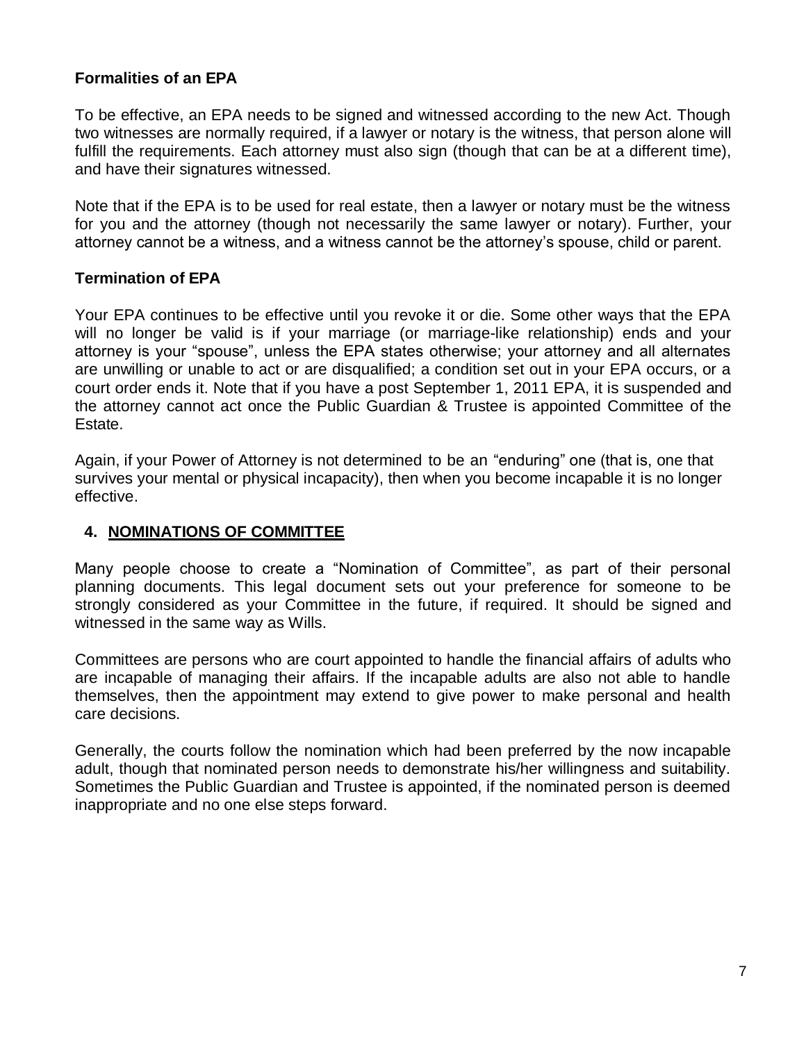### Formalities of an EPA

To be effective, an EPA needs to be signed and witnessed according to the new Act. Though two witnesses are normally required, if a lawyer or notary is the witness, that person alone will fulfill the requirements. Each attorney must also sign (though that can be at a different time), and have their signatures witnessed.

Note that if the EPA is to be used for real estate, then a lawyer or notary must be the witness for you and the attorney (though not necessarily the same lawyer or notary). Further, your attorney cannot be a witness, and a witness cannot be the attorney's spouse, child or parent.

### Termination of EPA

Your EPA continues to be effective until you revoke it or die. Some other ways that the EPA will no longer be valid is if your marriage (or marriage-like relationship) ends and your attorney is your "spouse", unless the EPA states otherwise; your attorney and all alternates are unwilling or unable to act or are disqualified; a condition set out in your EPA occurs, or a court order ends it. Note that if you have a post September 1, 2011 EPA, it is suspended and the attorney cannot act once the Public Guardian & Trustee is appointed Committee of the Estate.

Again, if your Power of Attorney is not determined to be an "enduring" one (that is, one that survives your mental or physical incapacity), then when you become incapable it is no longer effective.

## 4. NOMINATIONS OF COMMITTEE

Many people choose to create a "Nomination of Committee", as part of their personal planning documents. This legal document sets out your preference for someone to be strongly considered as your Committee in the future, if required. It should be signed and witnessed in the same way as Wills.

Committees are persons who are court appointed to handle the financial affairs of adults who are incapable of managing their affairs. If the incapable adults are also not able to handle themselves, then the appointment may extend to give power to make personal and health care decisions.

Generally, the courts follow the nomination which had been preferred by the now incapable adult, though that nominated person needs to demonstrate his/her willingness and suitability. Sometimes the Public Guardian and Trustee is appointed, if the nominated person is deemed inappropriate and no one else steps forward.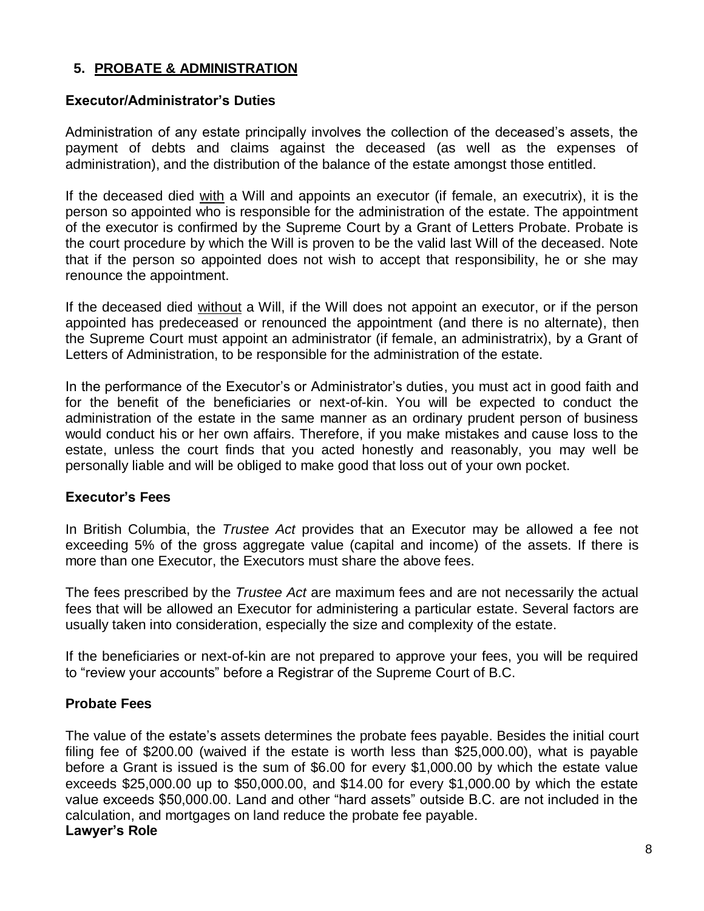## 5. PROBATE & ADMINISTRATION

### Executor/Administrator's Duties

Administration of any estate principally involves the collection of the deceased's assets, the payment of debts and claims against the deceased (as well as the expenses of administration), and the distribution of the balance of the estate amongst those entitled.

If the deceased died with a Will and appoints an executor (if female, an executrix), it is the person so appointed who is responsible for the administration of the estate. The appointment of the executor is confirmed by the Supreme Court by a Grant of Letters Probate. Probate is the court procedure by which the Will is proven to be the valid last Will of the deceased. Note that if the person so appointed does not wish to accept that responsibility, he or she may renounce the appointment.

If the deceased died without a Will, if the Will does not appoint an executor, or if the person appointed has predeceased or renounced the appointment (and there is no alternate), then the Supreme Court must appoint an administrator (if female, an administratrix), by a Grant of Letters of Administration, to be responsible for the administration of the estate.

In the performance of the Executor's or Administrator's duties, you must act in good faith and for the benefit of the beneficiaries or next-of-kin. You will be expected to conduct the administration of the estate in the same manner as an ordinary prudent person of business would conduct his or her own affairs. Therefore, if you make mistakes and cause loss to the estate, unless the court finds that you acted honestly and reasonably, you may well be personally liable and will be obliged to make good that loss out of your own pocket.

### Executor's Fees

In British Columbia, the *Trustee Act* provides that an Executor may be allowed a fee not exceeding 5% of the gross aggregate value (capital and income) of the assets. If there is more than one Executor, the Executors must share the above fees.

The fees prescribed by the *Trustee Act* are maximum fees and are not necessarily the actual fees that will be allowed an Executor for administering a particular estate. Several factors are usually taken into consideration, especially the size and complexity of the estate.

If the beneficiaries or next-of-kin are not prepared to approve your fees, you will be required to "review your accounts" before a Registrar of the Supreme Court of B.C.

### Probate Fees

The value of the estate's assets determines the probate fees payable. Besides the initial court filing fee of $200.00 (waived if the estate is worth less than $25,000.00), what is payable before a Grant is issued is the sum of $6.00 for every $1,000.00 by which the estate value exceeds $25,000.00 up to $50,000.00, and $14.00 for every $1,000.00 by which the estate value exceeds $50,000.00. Land and other "hard assets" outside B.C. are not included in the calculation, and mortgages on land reduce the probate fee payable.

### Lawyer's Role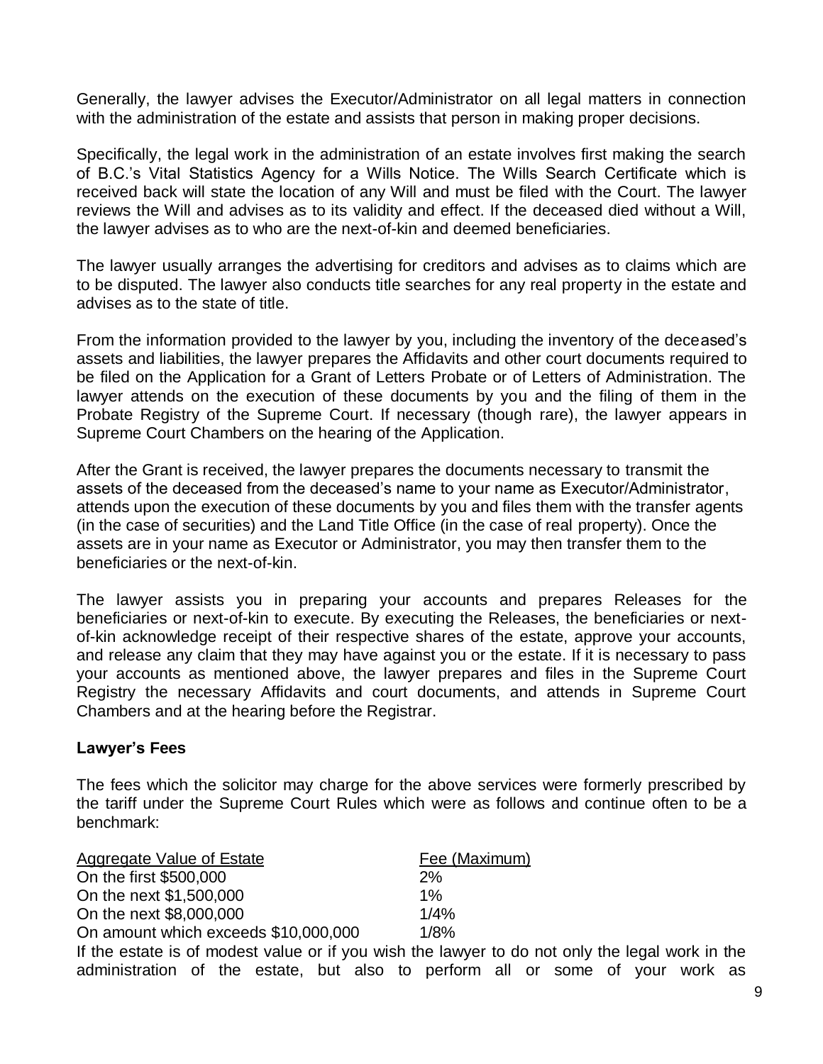Generally, the lawyer advises the Executor/Administrator on all legal matters in connection with the administration of the estate and assists that person in making proper decisions.

Specifically, the legal work in the administration of an estate involves first making the search of B.C.'s Vital Statistics Agency for a Wills Notice. The Wills Search Certificate which is received back will state the location of any Will and must be filed with the Court. The lawyer reviews the Will and advises as to its validity and effect. If the deceased died without a Will, the lawyer advises as to who are the next-of-kin and deemed beneficiaries.

The lawyer usually arranges the advertising for creditors and advises as to claims which are to be disputed. The lawyer also conducts title searches for any real property in the estate and advises as to the state of title.

From the information provided to the lawyer by you, including the inventory of the deceased's assets and liabilities, the lawyer prepares the Affidavits and other court documents required to be filed on the Application for a Grant of Letters Probate or of Letters of Administration. The lawyer attends on the execution of these documents by you and the filing of them in the Probate Registry of the Supreme Court. If necessary (though rare), the lawyer appears in Supreme Court Chambers on the hearing of the Application.

After the Grant is received, the lawyer prepares the documents necessary to transmit the assets of the deceased from the deceased's name to your name as Executor/Administrator, attends upon the execution of these documents by you and files them with the transfer agents (in the case of securities) and the Land Title Office (in the case of real property). Once the assets are in your name as Executor or Administrator, you may then transfer them to the beneficiaries or the next-of-kin.

The lawyer assists you in preparing your accounts and prepares Releases for the beneficiaries or next-of-kin to execute. By executing the Releases, the beneficiaries or next-of-kin acknowledge receipt of their respective shares of the estate, approve your accounts, and release any claim that they may have against you or the estate. If it is necessary to pass your accounts as mentioned above, the lawyer prepares and files in the Supreme Court Registry the necessary Affidavits and court documents, and attends in Supreme Court Chambers and at the hearing before the Registrar.

**Lawyer's Fees**

The fees which the solicitor may charge for the above services were formerly prescribed by the tariff under the Supreme Court Rules which were as follows and continue often to be a benchmark:

| Aggregate Value of Estate | Fee (Maximum) |
|---|---|
| On the first $500,000 | 2% |
| On the next $1,500,000 | 1% |
| On the next $8,000,000 | 1/4% |
| On amount which exceeds $10,000,000 | 1/8% |

If the estate is of modest value or if you wish the lawyer to do not only the legal work in the administration of the estate, but also to perform all or some of your work as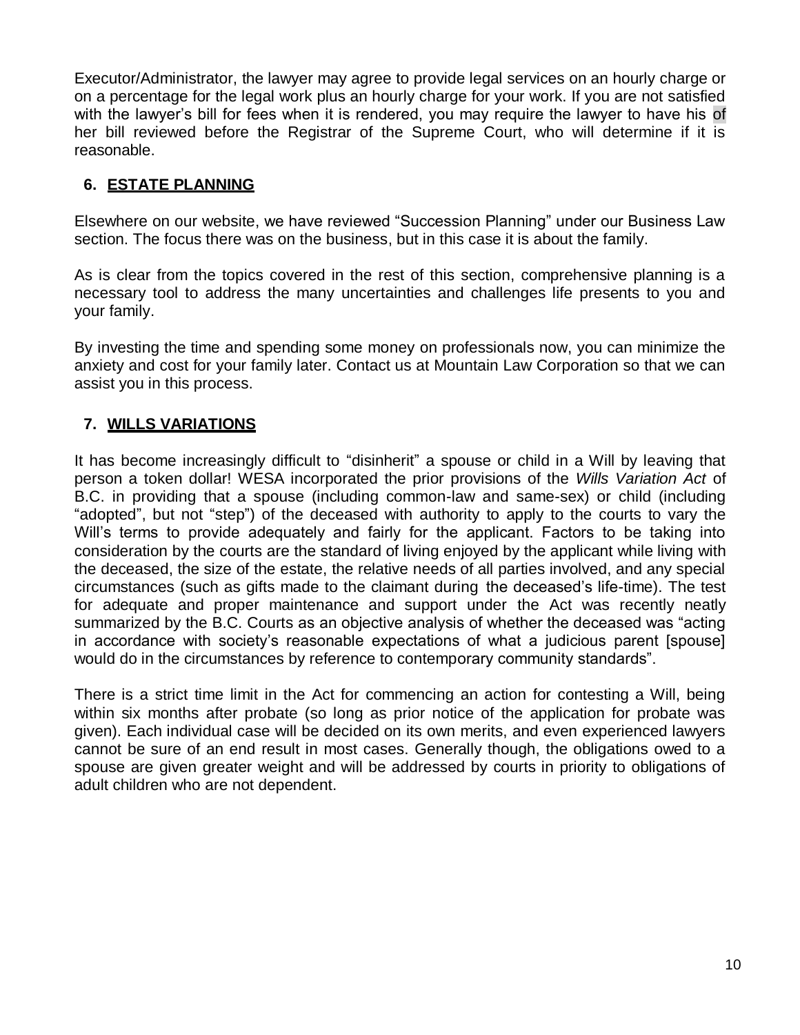Executor/Administrator, the lawyer may agree to provide legal services on an hourly charge or on a percentage for the legal work plus an hourly charge for your work. If you are not satisfied with the lawyer's bill for fees when it is rendered, you may require the lawyer to have his of her bill reviewed before the Registrar of the Supreme Court, who will determine if it is reasonable.

## 6. ESTATE PLANNING

Elsewhere on our website, we have reviewed "Succession Planning" under our Business Law section. The focus there was on the business, but in this case it is about the family.

As is clear from the topics covered in the rest of this section, comprehensive planning is a necessary tool to address the many uncertainties and challenges life presents to you and your family.

By investing the time and spending some money on professionals now, you can minimize the anxiety and cost for your family later. Contact us at Mountain Law Corporation so that we can assist you in this process.

## 7. WILLS VARIATIONS

It has become increasingly difficult to "disinherit" a spouse or child in a Will by leaving that person a token dollar! WESA incorporated the prior provisions of the *Wills Variation Act* of B.C. in providing that a spouse (including common-law and same-sex) or child (including "adopted", but not "step") of the deceased with authority to apply to the courts to vary the Will's terms to provide adequately and fairly for the applicant. Factors to be taking into consideration by the courts are the standard of living enjoyed by the applicant while living with the deceased, the size of the estate, the relative needs of all parties involved, and any special circumstances (such as gifts made to the claimant during the deceased's life-time). The test for adequate and proper maintenance and support under the Act was recently neatly summarized by the B.C. Courts as an objective analysis of whether the deceased was "acting in accordance with society's reasonable expectations of what a judicious parent [spouse] would do in the circumstances by reference to contemporary community standards".

There is a strict time limit in the Act for commencing an action for contesting a Will, being within six months after probate (so long as prior notice of the application for probate was given). Each individual case will be decided on its own merits, and even experienced lawyers cannot be sure of an end result in most cases. Generally though, the obligations owed to a spouse are given greater weight and will be addressed by courts in priority to obligations of adult children who are not dependent.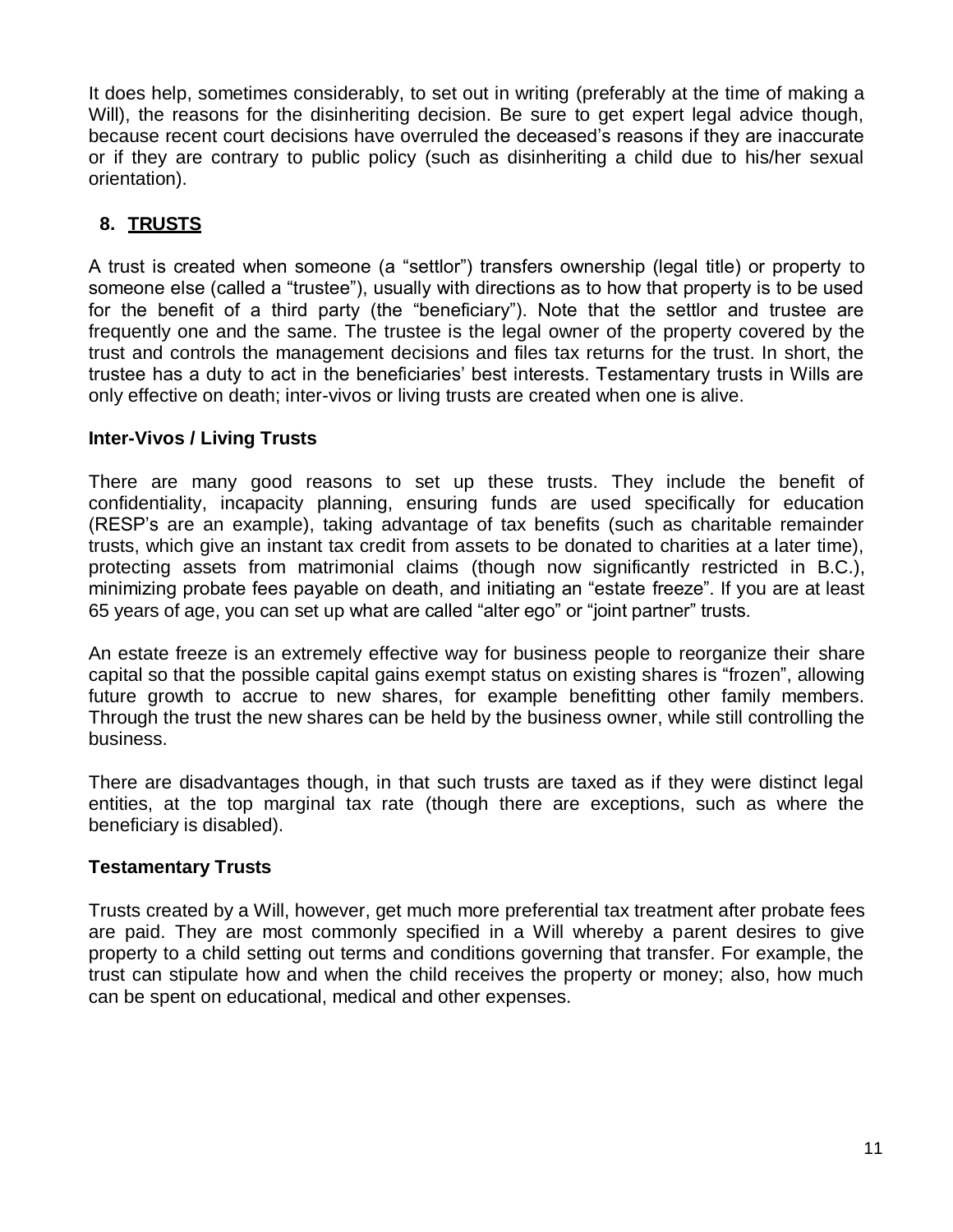It does help, sometimes considerably, to set out in writing (preferably at the time of making a Will), the reasons for the disinheriting decision. Be sure to get expert legal advice though, because recent court decisions have overruled the deceased's reasons if they are inaccurate or if they are contrary to public policy (such as disinheriting a child due to his/her sexual orientation).

## 8. TRUSTS

A trust is created when someone (a "settlor") transfers ownership (legal title) or property to someone else (called a "trustee"), usually with directions as to how that property is to be used for the benefit of a third party (the "beneficiary"). Note that the settlor and trustee are frequently one and the same. The trustee is the legal owner of the property covered by the trust and controls the management decisions and files tax returns for the trust. In short, the trustee has a duty to act in the beneficiaries' best interests. Testamentary trusts in Wills are only effective on death; inter-vivos or living trusts are created when one is alive.

### Inter-Vivos / Living Trusts

There are many good reasons to set up these trusts. They include the benefit of confidentiality, incapacity planning, ensuring funds are used specifically for education (RESP's are an example), taking advantage of tax benefits (such as charitable remainder trusts, which give an instant tax credit from assets to be donated to charities at a later time), protecting assets from matrimonial claims (though now significantly restricted in B.C.), minimizing probate fees payable on death, and initiating an "estate freeze". If you are at least 65 years of age, you can set up what are called "alter ego" or "joint partner" trusts.

An estate freeze is an extremely effective way for business people to reorganize their share capital so that the possible capital gains exempt status on existing shares is "frozen", allowing future growth to accrue to new shares, for example benefitting other family members. Through the trust the new shares can be held by the business owner, while still controlling the business.

There are disadvantages though, in that such trusts are taxed as if they were distinct legal entities, at the top marginal tax rate (though there are exceptions, such as where the beneficiary is disabled).

### Testamentary Trusts

Trusts created by a Will, however, get much more preferential tax treatment after probate fees are paid. They are most commonly specified in a Will whereby a parent desires to give property to a child setting out terms and conditions governing that transfer. For example, the trust can stipulate how and when the child receives the property or money; also, how much can be spent on educational, medical and other expenses.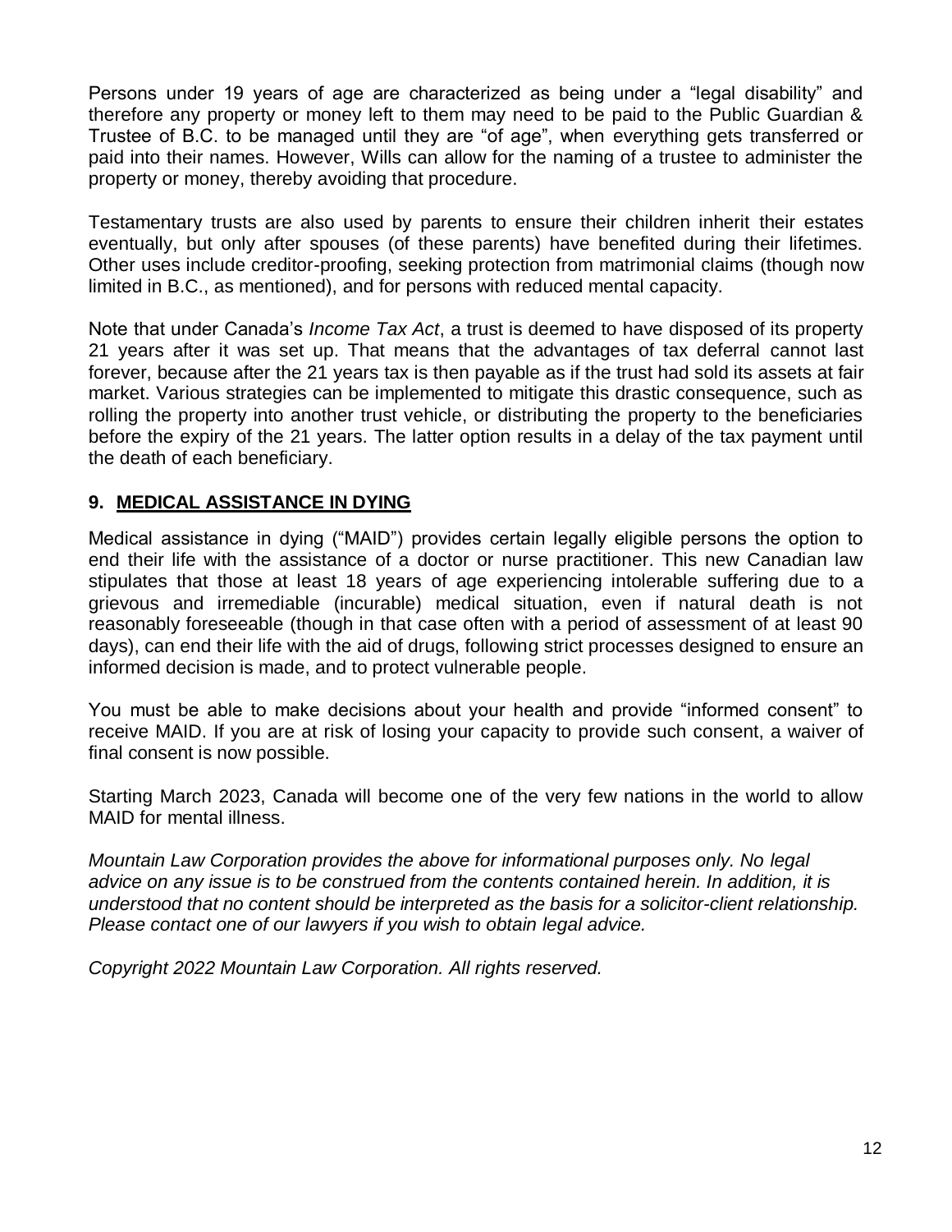Persons under 19 years of age are characterized as being under a "legal disability" and therefore any property or money left to them may need to be paid to the Public Guardian & Trustee of B.C. to be managed until they are "of age", when everything gets transferred or paid into their names. However, Wills can allow for the naming of a trustee to administer the property or money, thereby avoiding that procedure.

Testamentary trusts are also used by parents to ensure their children inherit their estates eventually, but only after spouses (of these parents) have benefited during their lifetimes. Other uses include creditor-proofing, seeking protection from matrimonial claims (though now limited in B.C., as mentioned), and for persons with reduced mental capacity.

Note that under Canada's *Income Tax Act*, a trust is deemed to have disposed of its property 21 years after it was set up. That means that the advantages of tax deferral cannot last forever, because after the 21 years tax is then payable as if the trust had sold its assets at fair market. Various strategies can be implemented to mitigate this drastic consequence, such as rolling the property into another trust vehicle, or distributing the property to the beneficiaries before the expiry of the 21 years. The latter option results in a delay of the tax payment until the death of each beneficiary.

## 9. MEDICAL ASSISTANCE IN DYING

Medical assistance in dying ("MAID") provides certain legally eligible persons the option to end their life with the assistance of a doctor or nurse practitioner. This new Canadian law stipulates that those at least 18 years of age experiencing intolerable suffering due to a grievous and irremediable (incurable) medical situation, even if natural death is not reasonably foreseeable (though in that case often with a period of assessment of at least 90 days), can end their life with the aid of drugs, following strict processes designed to ensure an informed decision is made, and to protect vulnerable people.

You must be able to make decisions about your health and provide "informed consent" to receive MAID. If you are at risk of losing your capacity to provide such consent, a waiver of final consent is now possible.

Starting March 2023, Canada will become one of the very few nations in the world to allow MAID for mental illness.

*Mountain Law Corporation provides the above for informational purposes only. No legal advice on any issue is to be construed from the contents contained herein. In addition, it is understood that no content should be interpreted as the basis for a solicitor-client relationship. Please contact one of our lawyers if you wish to obtain legal advice.*

*Copyright 2022 Mountain Law Corporation. All rights reserved.*